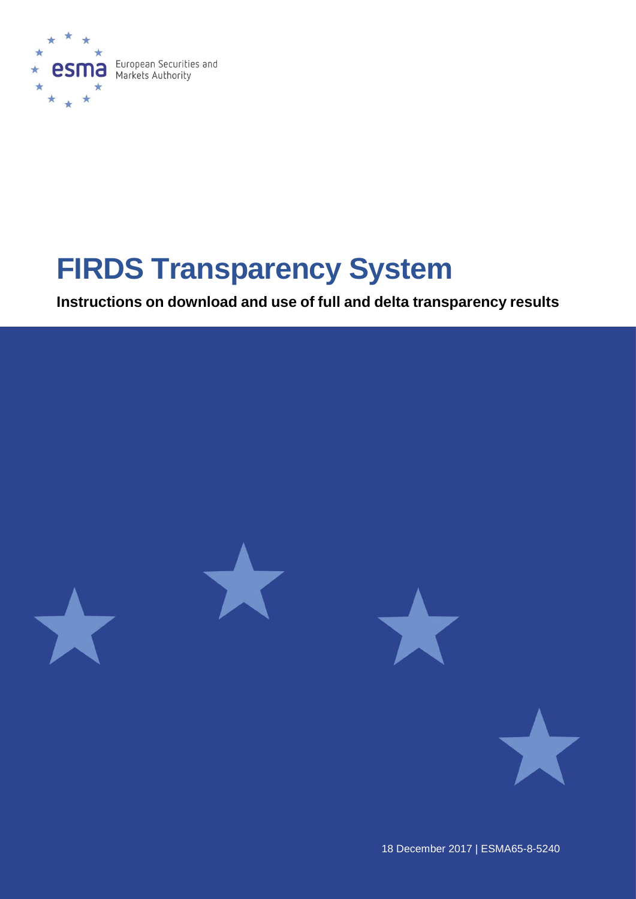European Securities and Markets Authority

# FIRDS Transparency System

**Instructions on download and use of full and delta transparency results**

18 December 2017 | ESMA65-8-5240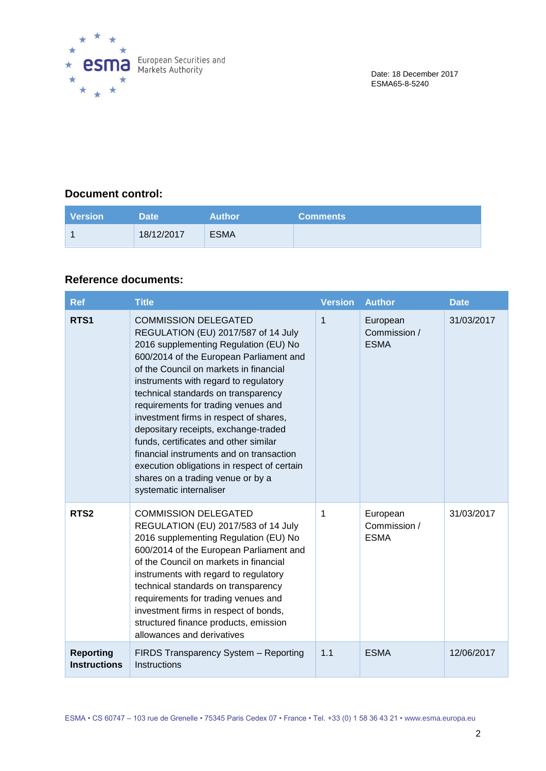Date: 18 December 2017
ESMA65-8-5240

### Document control:

| Version | Date | Author | Comments |
|---|---|---|---|
| 1 | 18/12/2017 | ESMA | |

### Reference documents:

| Ref | Title | Version | Author | Date |
|---|---|---|---|---|
| **RTS1** | COMMISSION DELEGATED REGULATION (EU) 2017/587 of 14 July 2016 supplementing Regulation (EU) No 600/2014 of the European Parliament and of the Council on markets in financial instruments with regard to regulatory technical standards on transparency requirements for trading venues and investment firms in respect of shares, depositary receipts, exchange-traded funds, certificates and other similar financial instruments and on transaction execution obligations in respect of certain shares on a trading venue or by a systematic internaliser | 1 | European Commission / ESMA | 31/03/2017 |
| **RTS2** | COMMISSION DELEGATED REGULATION (EU) 2017/583 of 14 July 2016 supplementing Regulation (EU) No 600/2014 of the European Parliament and of the Council on markets in financial instruments with regard to regulatory technical standards on transparency requirements for trading venues and investment firms in respect of bonds, structured finance products, emission allowances and derivatives | 1 | European Commission / ESMA | 31/03/2017 |
| **Reporting Instructions** | FIRDS Transparency System – Reporting Instructions | 1.1 | ESMA | 12/06/2017 |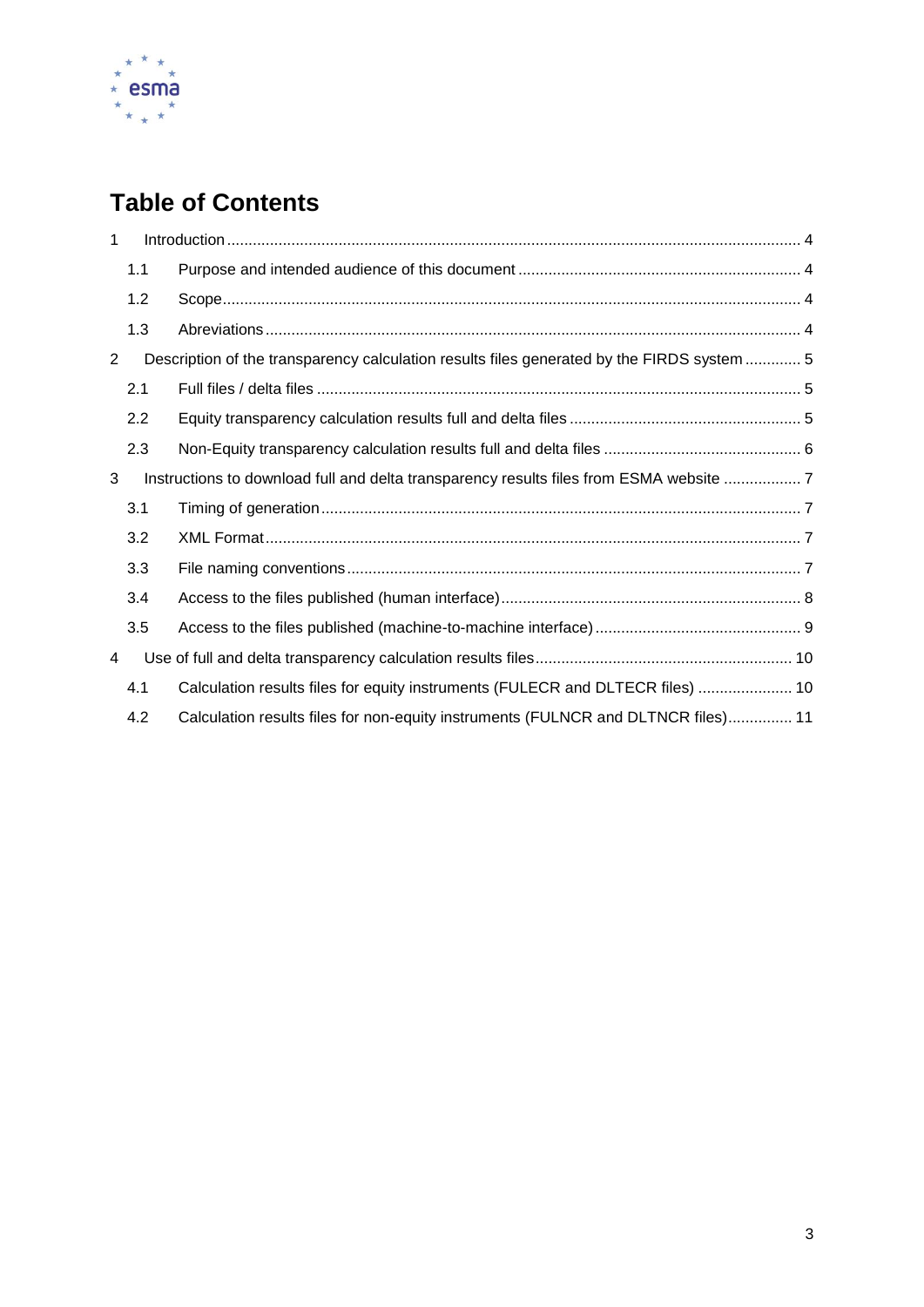# Table of Contents

1 Introduction ..................................................................................................................................... 4

1.1 Purpose and intended audience of this document ................................................................. 4

1.2 Scope...................................................................................................................................... 4

1.3 Abreviations ............................................................................................................................ 4

2 Description of the transparency calculation results files generated by the FIRDS system ............. 5

2.1 Full files / delta files ................................................................................................................ 5

2.2 Equity transparency calculation results full and delta files ..................................................... 5

2.3 Non-Equity transparency calculation results full and delta files ............................................. 6

3 Instructions to download full and delta transparency results files from ESMA website .................. 7

3.1 Timing of generation ............................................................................................................... 7

3.2 XML Format............................................................................................................................ 7

3.3 File naming conventions ......................................................................................................... 7

3.4 Access to the files published (human interface)..................................................................... 8

3.5 Access to the files published (machine-to-machine interface) ................................................ 9

4 Use of full and delta transparency calculation results files ........................................................... 10

4.1 Calculation results files for equity instruments (FULECR and DLTECR files) ...................... 10

4.2 Calculation results files for non-equity instruments (FULNCR and DLTNCR files)............... 11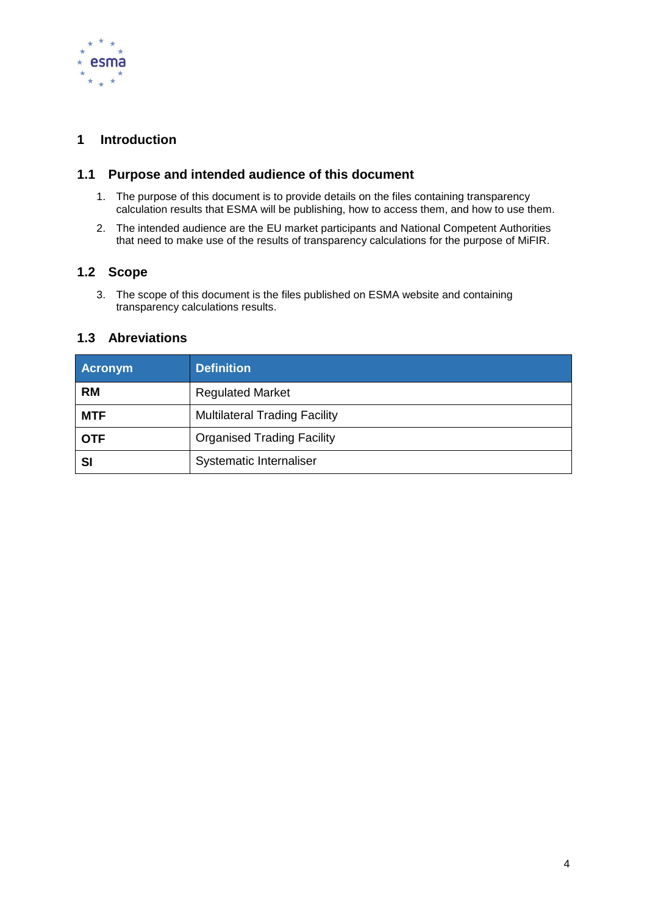# 1 Introduction

## 1.1 Purpose and intended audience of this document

1. The purpose of this document is to provide details on the files containing transparency calculation results that ESMA will be publishing, how to access them, and how to use them.
2. The intended audience are the EU market participants and National Competent Authorities that need to make use of the results of transparency calculations for the purpose of MiFIR.

## 1.2 Scope

3. The scope of this document is the files published on ESMA website and containing transparency calculations results.

## 1.3 Abreviations

| Acronym | Definition |
|---|---|
| **RM** | Regulated Market |
| **MTF** | Multilateral Trading Facility |
| **OTF** | Organised Trading Facility |
| **SI** | Systematic Internaliser |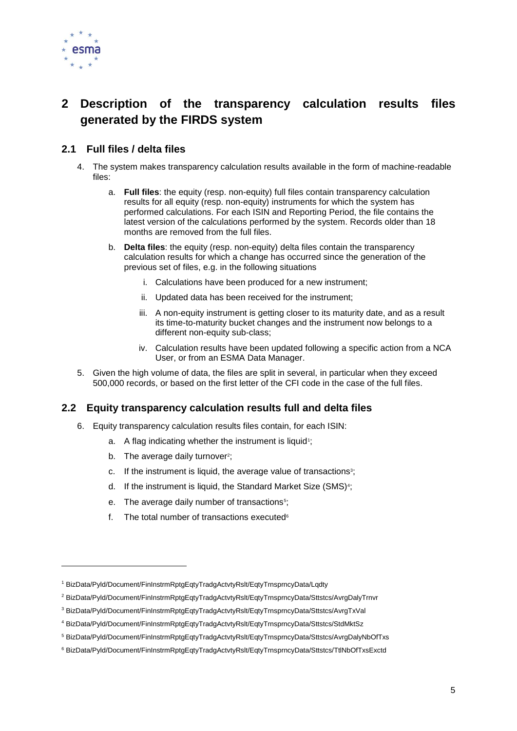# 2 Description of the transparency calculation results files generated by the FIRDS system

## 2.1 Full files / delta files

4. The system makes transparency calculation results available in the form of machine-readable files:

   a. **Full files**: the equity (resp. non-equity) full files contain transparency calculation results for all equity (resp. non-equity) instruments for which the system has performed calculations. For each ISIN and Reporting Period, the file contains the latest version of the calculations performed by the system. Records older than 18 months are removed from the full files.

   b. **Delta files**: the equity (resp. non-equity) delta files contain the transparency calculation results for which a change has occurred since the generation of the previous set of files, e.g. in the following situations

      i. Calculations have been produced for a new instrument;

      ii. Updated data has been received for the instrument;

      iii. A non-equity instrument is getting closer to its maturity date, and as a result its time-to-maturity bucket changes and the instrument now belongs to a different non-equity sub-class;

      iv. Calculation results have been updated following a specific action from a NCA User, or from an ESMA Data Manager.

5. Given the high volume of data, the files are split in several, in particular when they exceed 500,000 records, or based on the first letter of the CFI code in the case of the full files.

## 2.2 Equity transparency calculation results full and delta files

6. Equity transparency calculation results files contain, for each ISIN:

   a. A flag indicating whether the instrument is liquid[1];

   b. The average daily turnover[2];

   c. If the instrument is liquid, the average value of transactions[3];

   d. If the instrument is liquid, the Standard Market Size (SMS)[4];

   e. The average daily number of transactions[5];

   f. The total number of transactions executed[6]

---

[1] BizData/Pyld/Document/FinInstrmRptgEqtyTradgActvtyRslt/EqtyTrnsprncyData/Lqdty

[2] BizData/Pyld/Document/FinInstrmRptgEqtyTradgActvtyRslt/EqtyTrnsprncyData/Sttstcs/AvrgDalyTrnvr

[3] BizData/Pyld/Document/FinInstrmRptgEqtyTradgActvtyRslt/EqtyTrnsprncyData/Sttstcs/AvrgTxVal

[4] BizData/Pyld/Document/FinInstrmRptgEqtyTradgActvtyRslt/EqtyTrnsprncyData/Sttstcs/StdMktSz

[5] BizData/Pyld/Document/FinInstrmRptgEqtyTradgActvtyRslt/EqtyTrnsprncyData/Sttstcs/AvrgDalyNbOfTxs

[6] BizData/Pyld/Document/FinInstrmRptgEqtyTradgActvtyRslt/EqtyTrnsprncyData/Sttstcs/TtlNbOfTxsExctd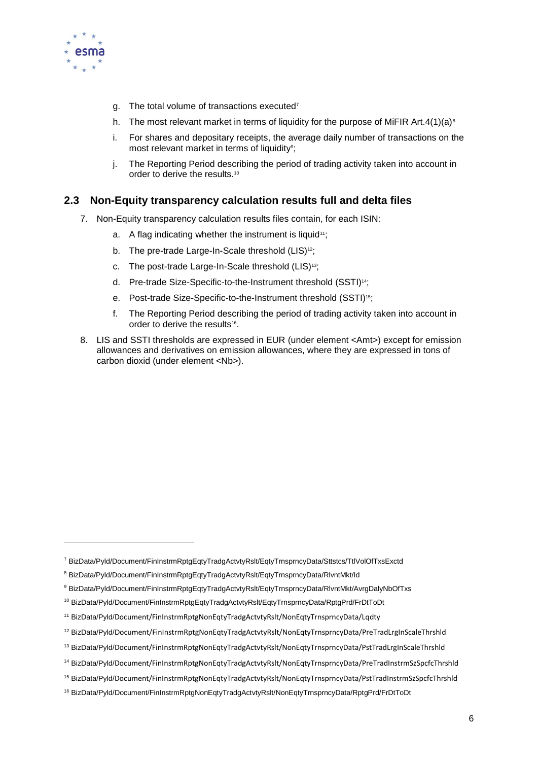g. The total volume of transactions executed[7]

h. The most relevant market in terms of liquidity for the purpose of MiFIR Art.4(1)(a)[8]

i. For shares and depositary receipts, the average daily number of transactions on the most relevant market in terms of liquidity[9];

j. The Reporting Period describing the period of trading activity taken into account in order to derive the results.[10]

## 2.3 Non-Equity transparency calculation results full and delta files

7. Non-Equity transparency calculation results files contain, for each ISIN:

   a. A flag indicating whether the instrument is liquid[11];

   b. The pre-trade Large-In-Scale threshold (LIS)[12];

   c. The post-trade Large-In-Scale threshold (LIS)[13];

   d. Pre-trade Size-Specific-to-the-Instrument threshold (SSTI)[14];

   e. Post-trade Size-Specific-to-the-Instrument threshold (SSTI)[15];

   f. The Reporting Period describing the period of trading activity taken into account in order to derive the results[16].

8. LIS and SSTI thresholds are expressed in EUR (under element <Amt>) except for emission allowances and derivatives on emission allowances, where they are expressed in tons of carbon dioxid (under element <Nb>).

---

[7] BizData/Pyld/Document/FinInstrmRptgEqtyTradgActvtyRslt/EqtyTrnsprncyData/Sttstcs/TtlVolOfTxsExctd

[8] BizData/Pyld/Document/FinInstrmRptgEqtyTradgActvtyRslt/EqtyTrnsprncyData/RlvntMkt/Id

[9] BizData/Pyld/Document/FinInstrmRptgEqtyTradgActvtyRslt/EqtyTrnsprncyData/RlvntMkt/AvrgDalyNbOfTxs

[10] BizData/Pyld/Document/FinInstrmRptgEqtyTradgActvtyRslt/EqtyTrnsprncyData/RptgPrd/FrDtToDt

[11] BizData/Pyld/Document/FinInstrmRptgNonEqtyTradgActvtyRslt/NonEqtyTrnsprncyData/Lqdty

[12] BizData/Pyld/Document/FinInstrmRptgNonEqtyTradgActvtyRslt/NonEqtyTrnsprncyData/PreTradLrgInScaleThrshld

[13] BizData/Pyld/Document/FinInstrmRptgNonEqtyTradgActvtyRslt/NonEqtyTrnsprncyData/PstTradLrgInScaleThrshld

[14] BizData/Pyld/Document/FinInstrmRptgNonEqtyTradgActvtyRslt/NonEqtyTrnsprncyData/PreTradInstrmSzSpcfcThrshld

[15] BizData/Pyld/Document/FinInstrmRptgNonEqtyTradgActvtyRslt/NonEqtyTrnsprncyData/PstTradInstrmSzSpcfcThrshld

[16] BizData/Pyld/Document/FinInstrmRptgNonEqtyTradgActvtyRslt/NonEqtyTrnsprncyData/RptgPrd/FrDtToDt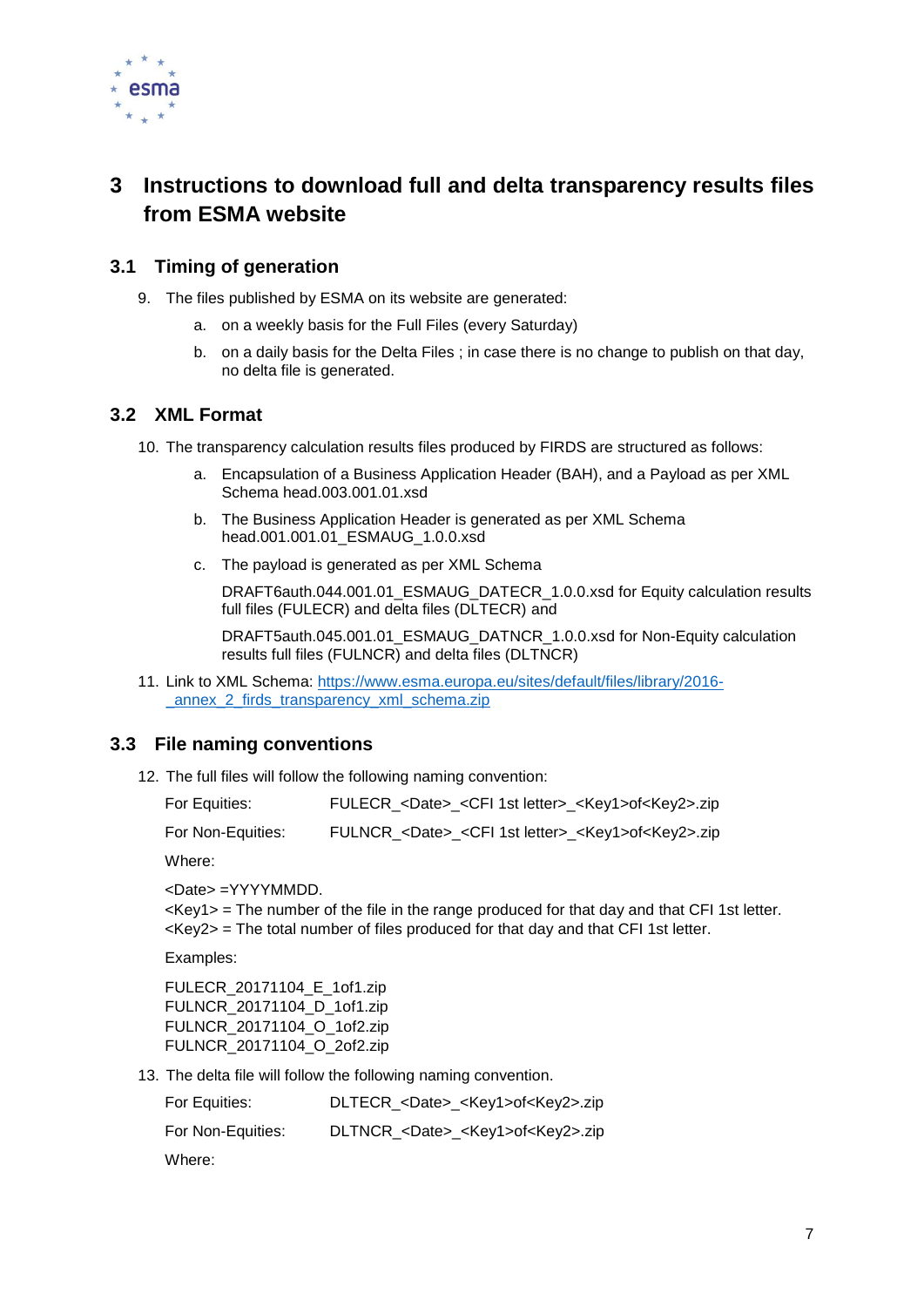# 3 Instructions to download full and delta transparency results files from ESMA website

## 3.1 Timing of generation

9. The files published by ESMA on its website are generated:

   a. on a weekly basis for the Full Files (every Saturday)

   b. on a daily basis for the Delta Files ; in case there is no change to publish on that day, no delta file is generated.

## 3.2 XML Format

10. The transparency calculation results files produced by FIRDS are structured as follows:

    a. Encapsulation of a Business Application Header (BAH), and a Payload as per XML Schema head.003.001.01.xsd

    b. The Business Application Header is generated as per XML Schema head.001.001.01_ESMAUG_1.0.0.xsd

    c. The payload is generated as per XML Schema

       DRAFT6auth.044.001.01_ESMAUG_DATECR_1.0.0.xsd for Equity calculation results full files (FULECR) and delta files (DLTECR) and

       DRAFT5auth.045.001.01_ESMAUG_DATNCR_1.0.0.xsd for Non-Equity calculation results full files (FULNCR) and delta files (DLTNCR)

11. Link to XML Schema: https://www.esma.europa.eu/sites/default/files/library/2016-_annex_2_firds_transparency_xml_schema.zip

## 3.3 File naming conventions

12. The full files will follow the following naming convention:

    For Equities: FULECR_<Date>_<CFI 1st letter>_<Key1>of<Key2>.zip

    For Non-Equities: FULNCR_<Date>_<CFI 1st letter>_<Key1>of<Key2>.zip

    Where:

    <Date> =YYYYMMDD.
    <Key1> = The number of the file in the range produced for that day and that CFI 1st letter.
    <Key2> = The total number of files produced for that day and that CFI 1st letter.

    Examples:

    FULECR_20171104_E_1of1.zip
    FULNCR_20171104_D_1of1.zip
    FULNCR_20171104_O_1of2.zip
    FULNCR_20171104_O_2of2.zip

13. The delta file will follow the following naming convention.

    For Equities: DLTECR_<Date>_<Key1>of<Key2>.zip

    For Non-Equities: DLTNCR_<Date>_<Key1>of<Key2>.zip

    Where: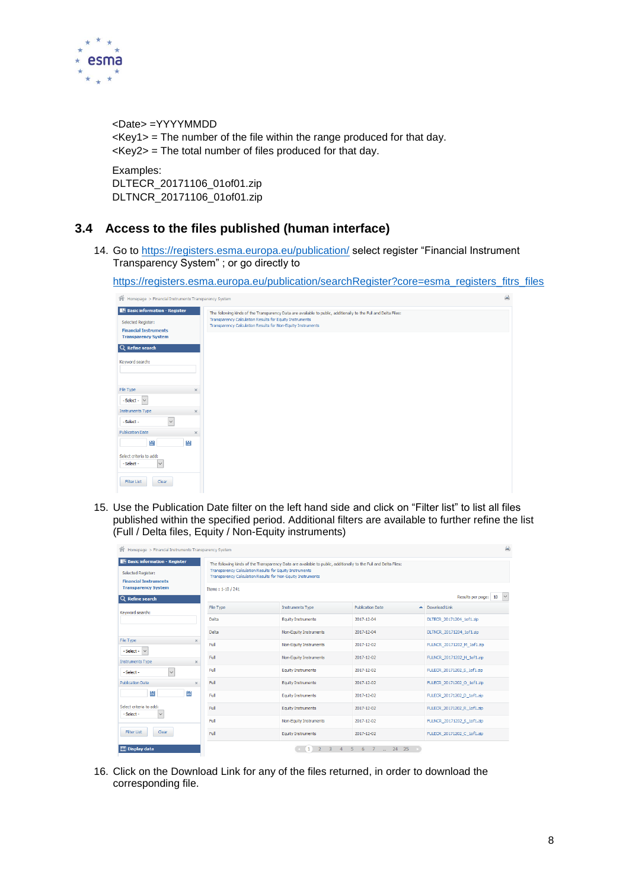<Date> =YYYYMMDD
<Key1> = The number of the file within the range produced for that day.
<Key2> = The total number of files produced for that day.

Examples:
DLTECR_20171106_01of01.zip
DLTNCR_20171106_01of01.zip

## 3.4 Access to the files published (human interface)

14. Go to https://registers.esma.europa.eu/publication/ select register "Financial Instrument Transparency System" ; or go directly to

    https://registers.esma.europa.eu/publication/searchRegister?core=esma_registers_fitrs_files

15. Use the Publication Date filter on the left hand side and click on "Filter list" to list all files published within the specified period. Additional filters are available to further refine the list (Full / Delta files, Equity / Non-Equity instruments)

16. Click on the Download Link for any of the files returned, in order to download the corresponding file.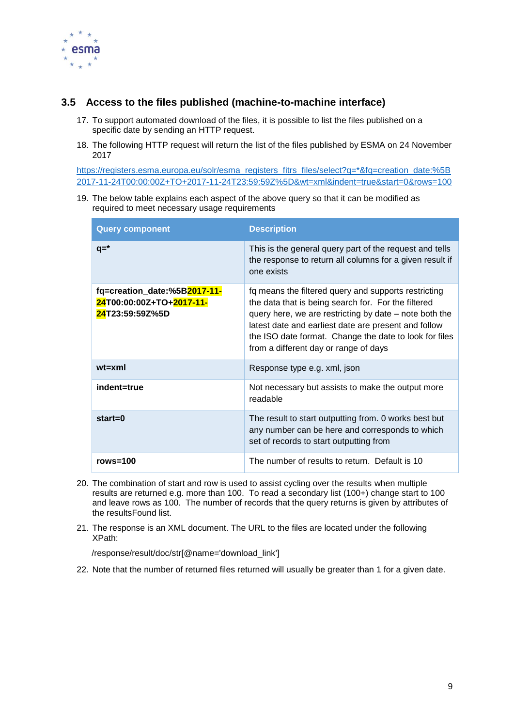## 3.5 Access to the files published (machine-to-machine interface)

17. To support automated download of the files, it is possible to list the files published on a specific date by sending an HTTP request.

18. The following HTTP request will return the list of the files published by ESMA on 24 November 2017

[https://registers.esma.europa.eu/solr/esma_registers_fitrs_files/select?q=*&fq=creation_date:%5B2017-11-24T00:00:00Z+TO+2017-11-24T23:59:59Z%5D&wt=xml&indent=true&start=0&rows=100](https://registers.esma.europa.eu/solr/esma_registers_fitrs_files/select?q=*&fq=creation_date:%5B2017-11-24T00:00:00Z+TO+2017-11-24T23:59:59Z%5D&wt=xml&indent=true&start=0&rows=100)

19. The below table explains each aspect of the above query so that it can be modified as required to meet necessary usage requirements

| Query component | Description |
|---|---|
| **q=*** | This is the general query part of the request and tells the response to return all columns for a given result if one exists |
| **fq=creation_date:%5B2017-11-24T00:00:00Z+TO+2017-11-24T23:59:59Z%5D** | fq means the filtered query and supports restricting the data that is being search for. For the filtered query here, we are restricting by date – note both the latest date and earliest date are present and follow the ISO date format. Change the date to look for files from a different day or range of days |
| **wt=xml** | Response type e.g. xml, json |
| **indent=true** | Not necessary but assists to make the output more readable |
| **start=0** | The result to start outputting from. 0 works best but any number can be here and corresponds to which set of records to start outputting from |
| **rows=100** | The number of results to return. Default is 10 |

20. The combination of start and row is used to assist cycling over the results when multiple results are returned e.g. more than 100. To read a secondary list (100+) change start to 100 and leave rows as 100. The number of records that the query returns is given by attributes of the resultsFound list.

21. The response is an XML document. The URL to the files are located under the following XPath:

    /response/result/doc/str[@name='download_link']

22. Note that the number of returned files returned will usually be greater than 1 for a given date.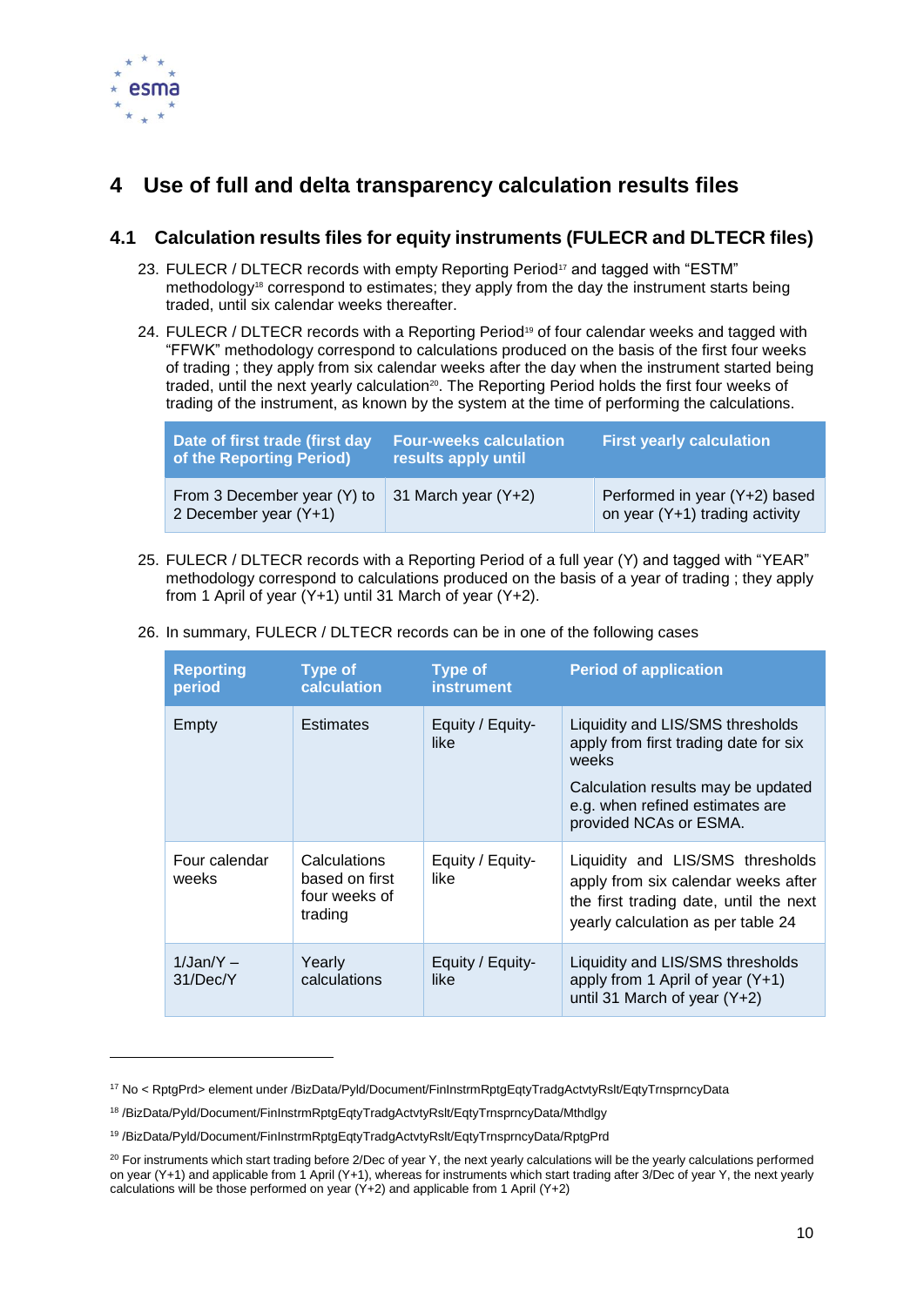# 4 Use of full and delta transparency calculation results files

## 4.1 Calculation results files for equity instruments (FULECR and DLTECR files)

23. FULECR / DLTECR records with empty Reporting Period[17] and tagged with "ESTM" methodology[18] correspond to estimates; they apply from the day the instrument starts being traded, until six calendar weeks thereafter.

24. FULECR / DLTECR records with a Reporting Period[19] of four calendar weeks and tagged with "FFWK" methodology correspond to calculations produced on the basis of the first four weeks of trading ; they apply from six calendar weeks after the day when the instrument started being traded, until the next yearly calculation[20]. The Reporting Period holds the first four weeks of trading of the instrument, as known by the system at the time of performing the calculations.

| Date of first trade (first day of the Reporting Period) | Four-weeks calculation results apply until | First yearly calculation |
|---|---|---|
| From 3 December year (Y) to 2 December year (Y+1) | 31 March year (Y+2) | Performed in year (Y+2) based on year (Y+1) trading activity |

25. FULECR / DLTECR records with a Reporting Period of a full year (Y) and tagged with "YEAR" methodology correspond to calculations produced on the basis of a year of trading ; they apply from 1 April of year (Y+1) until 31 March of year (Y+2).

26. In summary, FULECR / DLTECR records can be in one of the following cases

| Reporting period | Type of calculation | Type of instrument | Period of application |
|---|---|---|---|
| Empty | Estimates | Equity / Equity-like | Liquidity and LIS/SMS thresholds apply from first trading date for six weeks<br><br>Calculation results may be updated e.g. when refined estimates are provided NCAs or ESMA. |
| Four calendar weeks | Calculations based on first four weeks of trading | Equity / Equity-like | Liquidity and LIS/SMS thresholds apply from six calendar weeks after the first trading date, until the next yearly calculation as per table 24 |
| 1/Jan/Y – 31/Dec/Y | Yearly calculations | Equity / Equity-like | Liquidity and LIS/SMS thresholds apply from 1 April of year (Y+1) until 31 March of year (Y+2) |

---

[17] No < RptgPrd> element under /BizData/Pyld/Document/FinInstrmRptgEqtyTradgActvtyRslt/EqtyTrnsprncyData

[18] /BizData/Pyld/Document/FinInstrmRptgEqtyTradgActvtyRslt/EqtyTrnsprncyData/Mthdlgy

[19] /BizData/Pyld/Document/FinInstrmRptgEqtyTradgActvtyRslt/EqtyTrnsprncyData/RptgPrd

[20] For instruments which start trading before 2/Dec of year Y, the next yearly calculations will be the yearly calculations performed on year (Y+1) and applicable from 1 April (Y+1), whereas for instruments which start trading after 3/Dec of year Y, the next yearly calculations will be those performed on year (Y+2) and applicable from 1 April (Y+2)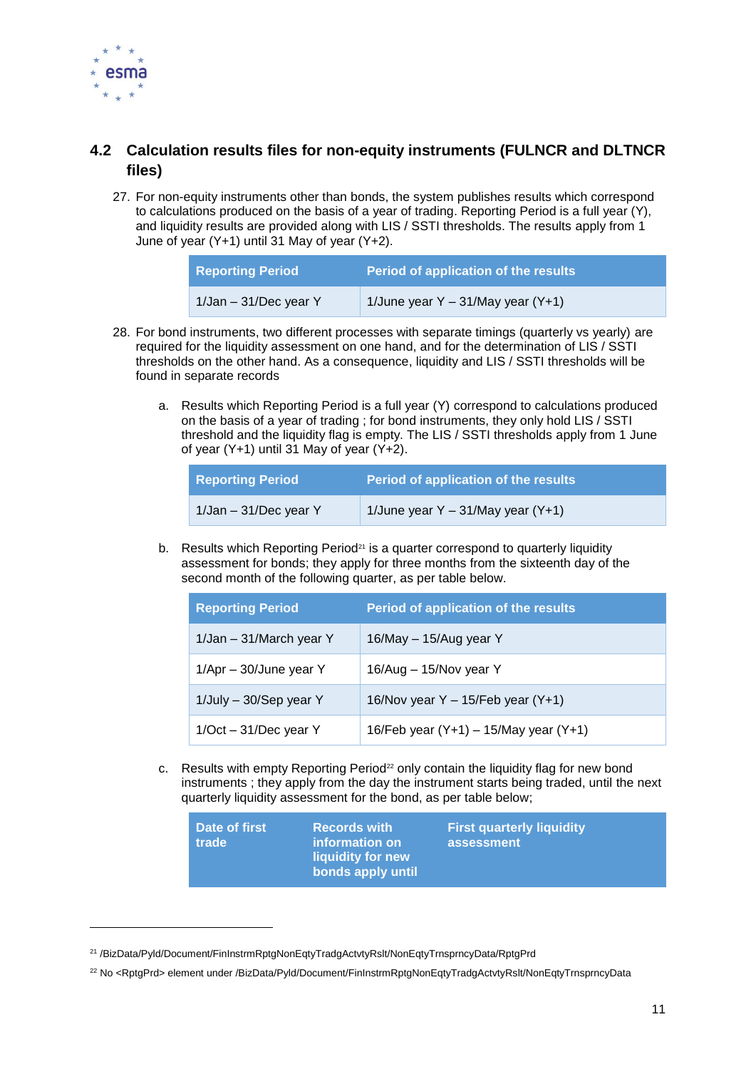## 4.2 Calculation results files for non-equity instruments (FULNCR and DLTNCR files)

27. For non-equity instruments other than bonds, the system publishes results which correspond to calculations produced on the basis of a year of trading. Reporting Period is a full year (Y), and liquidity results are provided along with LIS / SSTI thresholds. The results apply from 1 June of year (Y+1) until 31 May of year (Y+2).

| Reporting Period | Period of application of the results |
|---|---|
| 1/Jan – 31/Dec year Y | 1/June year Y – 31/May year (Y+1) |

28. For bond instruments, two different processes with separate timings (quarterly vs yearly) are required for the liquidity assessment on one hand, and for the determination of LIS / SSTI thresholds on the other hand. As a consequence, liquidity and LIS / SSTI thresholds will be found in separate records

    a. Results which Reporting Period is a full year (Y) correspond to calculations produced on the basis of a year of trading ; for bond instruments, they only hold LIS / SSTI threshold and the liquidity flag is empty. The LIS / SSTI thresholds apply from 1 June of year (Y+1) until 31 May of year (Y+2).

    | Reporting Period | Period of application of the results |
    |---|---|
    | 1/Jan – 31/Dec year Y | 1/June year Y – 31/May year (Y+1) |

    b. Results which Reporting Period[21] is a quarter correspond to quarterly liquidity assessment for bonds; they apply for three months from the sixteenth day of the second month of the following quarter, as per table below.

    | Reporting Period | Period of application of the results |
    |---|---|
    | 1/Jan – 31/March year Y | 16/May – 15/Aug year Y |
    | 1/Apr – 30/June year Y | 16/Aug – 15/Nov year Y |
    | 1/July – 30/Sep year Y | 16/Nov year Y – 15/Feb year (Y+1) |
    | 1/Oct – 31/Dec year Y | 16/Feb year (Y+1) – 15/May year (Y+1) |

    c. Results with empty Reporting Period[22] only contain the liquidity flag for new bond instruments ; they apply from the day the instrument starts being traded, until the next quarterly liquidity assessment for the bond, as per table below;

    | Date of first trade | Records with information on liquidity for new bonds apply until | First quarterly liquidity assessment |
    |---|---|---|

---

[21] /BizData/Pyld/Document/FinInstrmRptgNonEqtyTradgActvtyRslt/NonEqtyTrnsprncyData/RptgPrd

[22] No <RptgPrd> element under /BizData/Pyld/Document/FinInstrmRptgNonEqtyTradgActvtyRslt/NonEqtyTrnsprncyData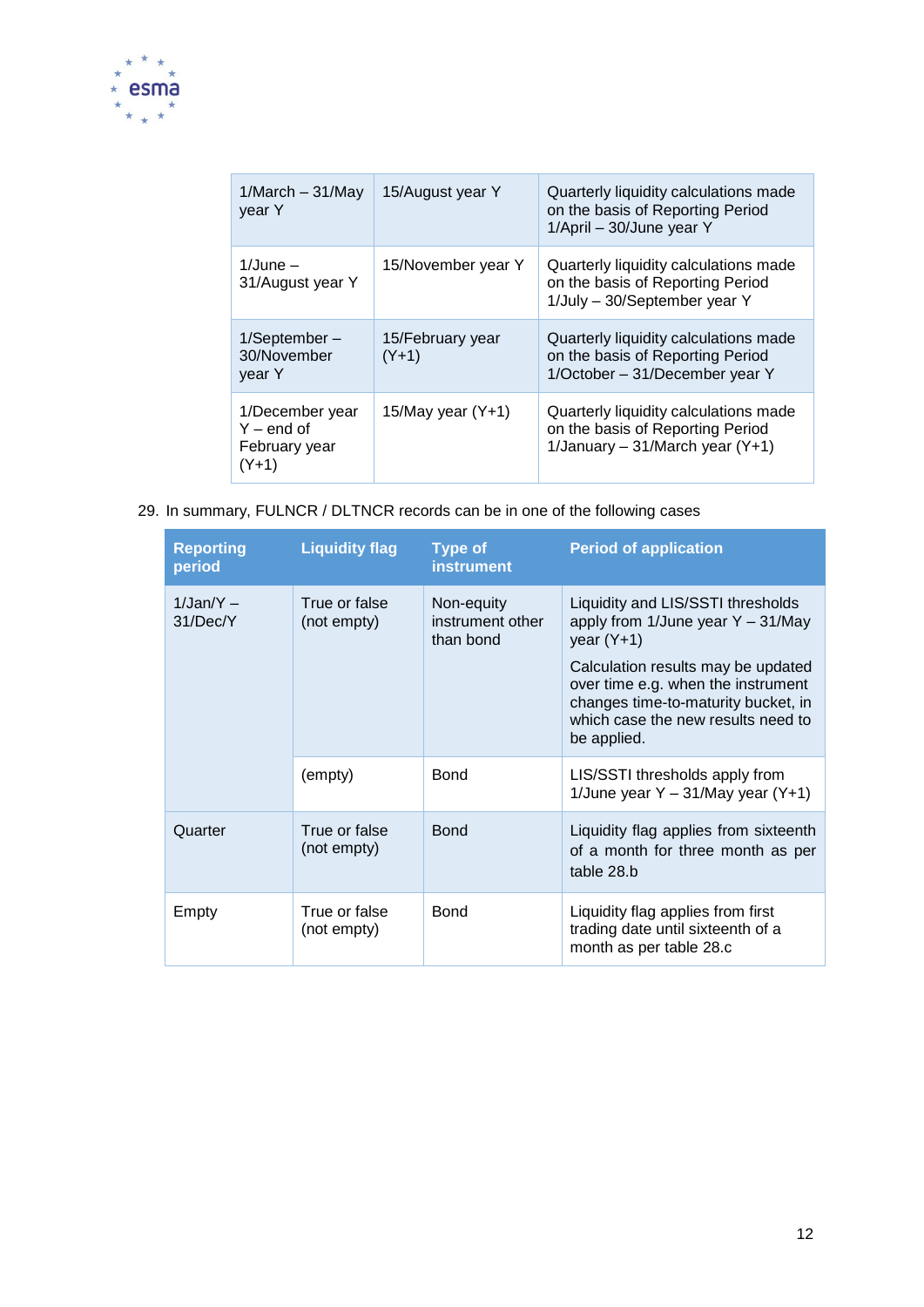| | | |
|---|---|---|
| 1/March – 31/May year Y | 15/August year Y | Quarterly liquidity calculations made on the basis of Reporting Period 1/April – 30/June year Y |
| 1/June – 31/August year Y | 15/November year Y | Quarterly liquidity calculations made on the basis of Reporting Period 1/July – 30/September year Y |
| 1/September – 30/November year Y | 15/February year (Y+1) | Quarterly liquidity calculations made on the basis of Reporting Period 1/October – 31/December year Y |
| 1/December year Y – end of February year (Y+1) | 15/May year (Y+1) | Quarterly liquidity calculations made on the basis of Reporting Period 1/January – 31/March year (Y+1) |

29. In summary, FULNCR / DLTNCR records can be in one of the following cases

| Reporting period | Liquidity flag | Type of instrument | Period of application |
|---|---|---|---|
| 1/Jan/Y – 31/Dec/Y | True or false (not empty) | Non-equity instrument other than bond | Liquidity and LIS/SSTI thresholds apply from 1/June year Y – 31/May year (Y+1)<br><br>Calculation results may be updated over time e.g. when the instrument changes time-to-maturity bucket, in which case the new results need to be applied. |
| | (empty) | Bond | LIS/SSTI thresholds apply from 1/June year Y – 31/May year (Y+1) |
| Quarter | True or false (not empty) | Bond | Liquidity flag applies from sixteenth of a month for three month as per table 28.b |
| Empty | True or false (not empty) | Bond | Liquidity flag applies from first trading date until sixteenth of a month as per table 28.c |